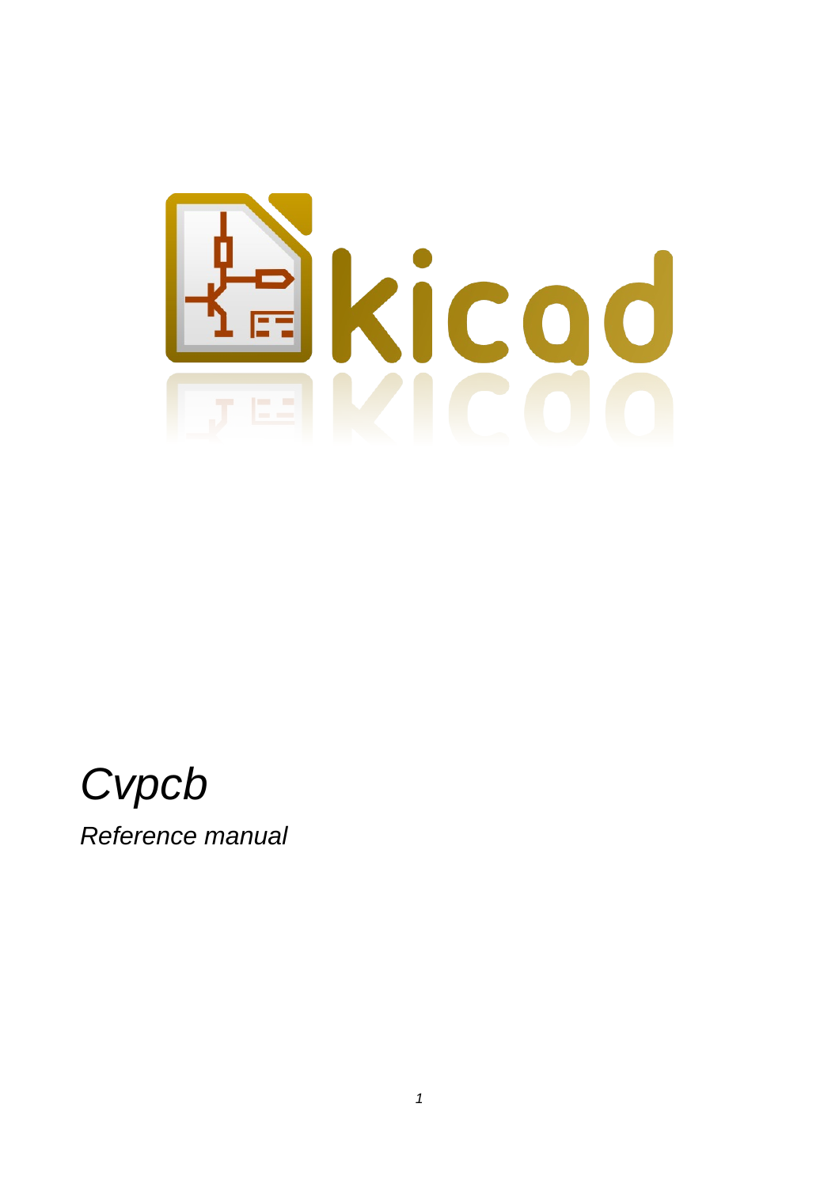# *Cvpcb*

*Reference manual*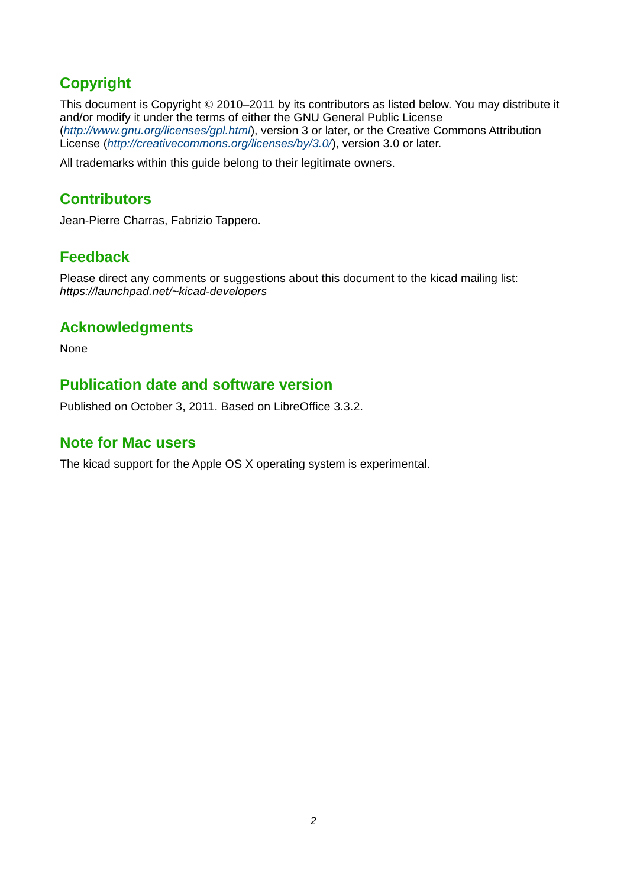## Copyright

This document is Copyright © 2010–2011 by its contributors as listed below. You may distribute it and/or modify it under the terms of either the GNU General Public License (*http://www.gnu.org/licenses/gpl.html*), version 3 or later, or the Creative Commons Attribution License (*http://creativecommons.org/licenses/by/3.0/*), version 3.0 or later.

All trademarks within this guide belong to their legitimate owners.

## Contributors

Jean-Pierre Charras, Fabrizio Tappero.

## Feedback

Please direct any comments or suggestions about this document to the kicad mailing list: *https://launchpad.net/~kicad-developers*

## Acknowledgments

None

## Publication date and software version

Published on October 3, 2011. Based on LibreOffice 3.3.2.

## Note for Mac users

The kicad support for the Apple OS X operating system is experimental.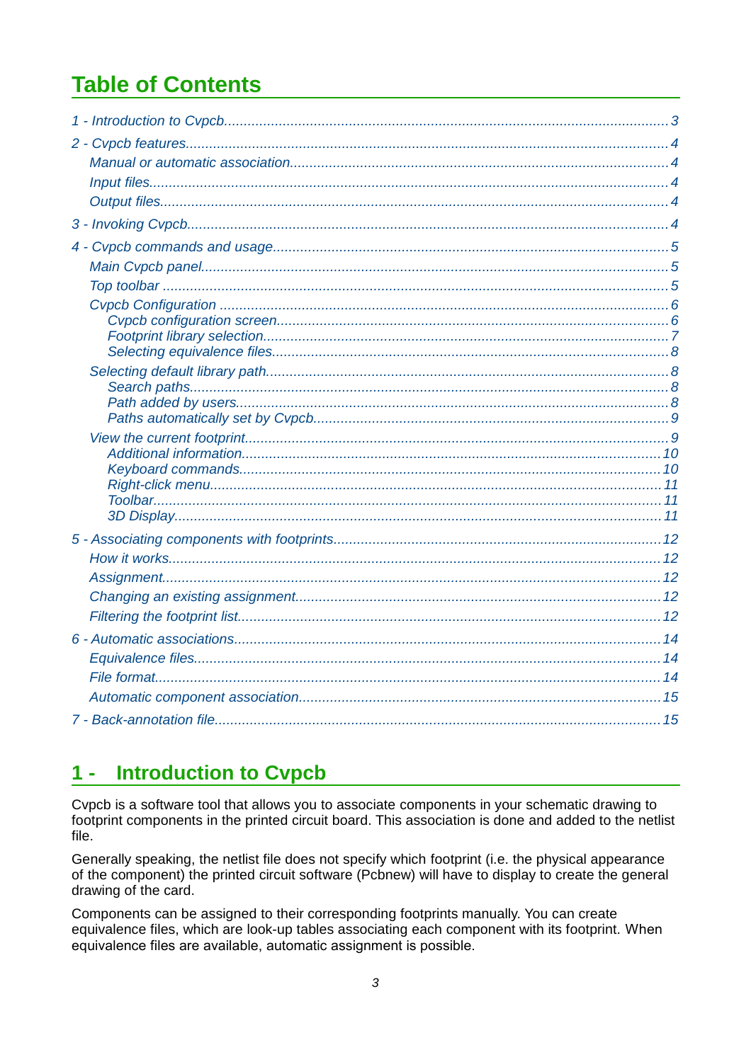# Table of Contents

- 1 - Introduction to Cvpcb....3
- 2 - Cvpcb features....4
  - Manual or automatic association....4
  - Input files....4
  - Output files....4
- 3 - Invoking Cvpcb....4
- 4 - Cvpcb commands and usage....5
  - Main Cvpcb panel....5
  - Top toolbar....5
  - Cvpcb Configuration....6
    - Cvpcb configuration screen....6
    - Footprint library selection....7
    - Selecting equivalence files....8
  - Selecting default library path....8
    - Search paths....8
    - Path added by users....8
    - Paths automatically set by Cvpcb....9
  - View the current footprint....9
    - Additional information....10
    - Keyboard commands....10
    - Right-click menu....11
    - Toolbar....11
    - 3D Display....11
- 5 - Associating components with footprints....12
  - How it works....12
  - Assignment....12
  - Changing an existing assignment....12
  - Filtering the footprint list....12
- 6 - Automatic associations....14
  - Equivalence files....14
  - File format....14
  - Automatic component association....15
- 7 - Back-annotation file....15

# 1 - Introduction to Cvpcb

Cvpcb is a software tool that allows you to associate components in your schematic drawing to footprint components in the printed circuit board. This association is done and added to the netlist file.

Generally speaking, the netlist file does not specify which footprint (i.e. the physical appearance of the component) the printed circuit software (Pcbnew) will have to display to create the general drawing of the card.

Components can be assigned to their corresponding footprints manually. You can create equivalence files, which are look-up tables associating each component with its footprint. When equivalence files are available, automatic assignment is possible.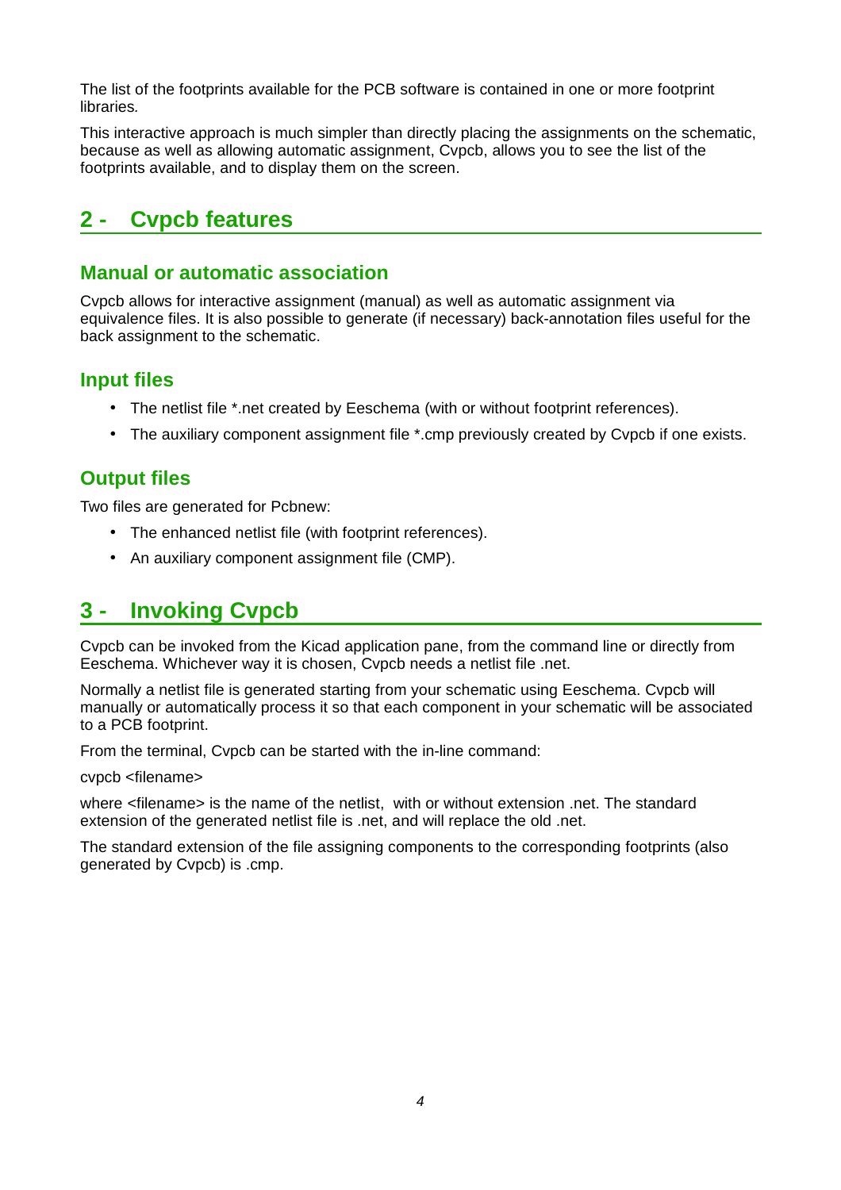The list of the footprints available for the PCB software is contained in one or more footprint libraries.

This interactive approach is much simpler than directly placing the assignments on the schematic, because as well as allowing automatic assignment, Cvpcb, allows you to see the list of the footprints available, and to display them on the screen.

## 2 - Cvpcb features

### Manual or automatic association

Cvpcb allows for interactive assignment (manual) as well as automatic assignment via equivalence files. It is also possible to generate (if necessary) back-annotation files useful for the back assignment to the schematic.

### Input files

- The netlist file *.net created by Eeschema (with or without footprint references).
- The auxiliary component assignment file *.cmp previously created by Cvpcb if one exists.

### Output files

Two files are generated for Pcbnew:

- The enhanced netlist file (with footprint references).
- An auxiliary component assignment file (CMP).

## 3 - Invoking Cvpcb

Cvpcb can be invoked from the Kicad application pane, from the command line or directly from Eeschema. Whichever way it is chosen, Cvpcb needs a netlist file .net.

Normally a netlist file is generated starting from your schematic using Eeschema. Cvpcb will manually or automatically process it so that each component in your schematic will be associated to a PCB footprint.

From the terminal, Cvpcb can be started with the in-line command:

cvpcb <filename>

where <filename> is the name of the netlist, with or without extension .net. The standard extension of the generated netlist file is .net, and will replace the old .net.

The standard extension of the file assigning components to the corresponding footprints (also generated by Cvpcb) is .cmp.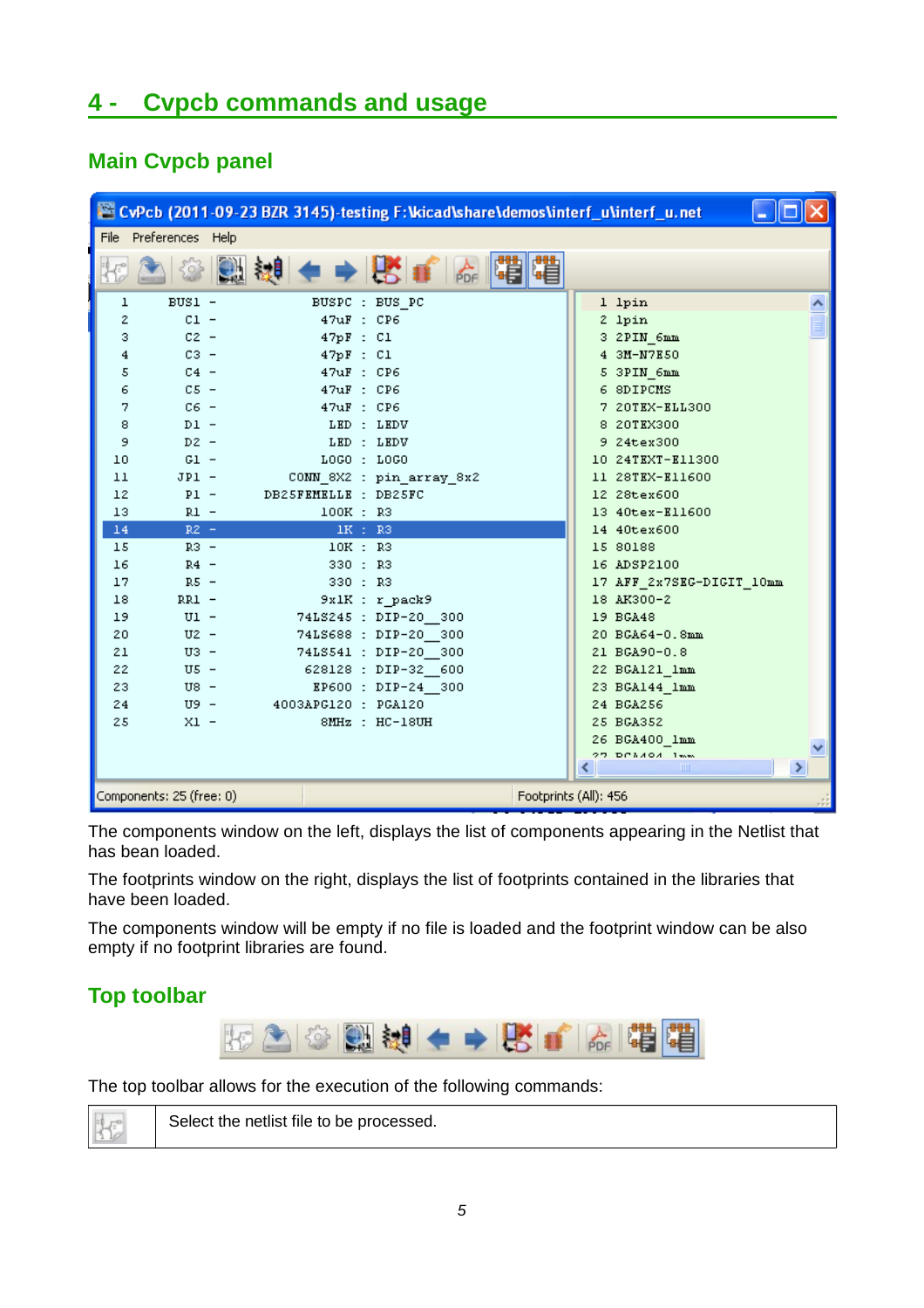# 4 - Cvpcb commands and usage

## Main Cvpcb panel

The components window on the left, displays the list of components appearing in the Netlist that has bean loaded.

The footprints window on the right, displays the list of footprints contained in the libraries that have been loaded.

The components window will be empty if no file is loaded and the footprint window can be also empty if no footprint libraries are found.

## Top toolbar

The top toolbar allows for the execution of the following commands:

| | |
|---|---|
| | Select the netlist file to be processed. |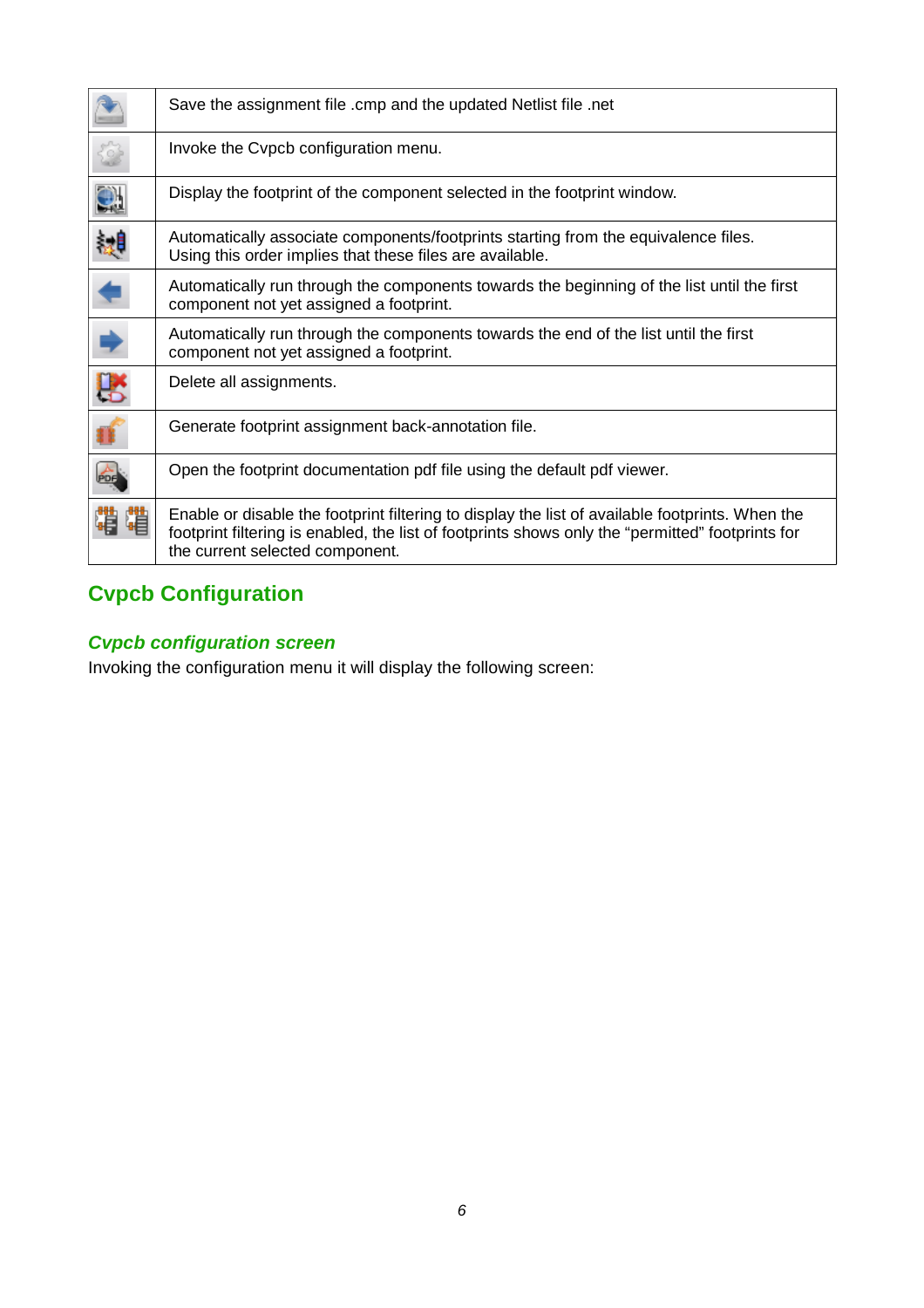| | |
|---|---|
| | Save the assignment file .cmp and the updated Netlist file .net |
| | Invoke the Cvpcb configuration menu. |
| | Display the footprint of the component selected in the footprint window. |
| | Automatically associate components/footprints starting from the equivalence files. Using this order implies that these files are available. |
| | Automatically run through the components towards the beginning of the list until the first component not yet assigned a footprint. |
| | Automatically run through the components towards the end of the list until the first component not yet assigned a footprint. |
| | Delete all assignments. |
| | Generate footprint assignment back-annotation file. |
| | Open the footprint documentation pdf file using the default pdf viewer. |
| | Enable or disable the footprint filtering to display the list of available footprints. When the footprint filtering is enabled, the list of footprints shows only the “permitted” footprints for the current selected component. |

## Cvpcb Configuration

### *Cvpcb configuration screen*

Invoking the configuration menu it will display the following screen: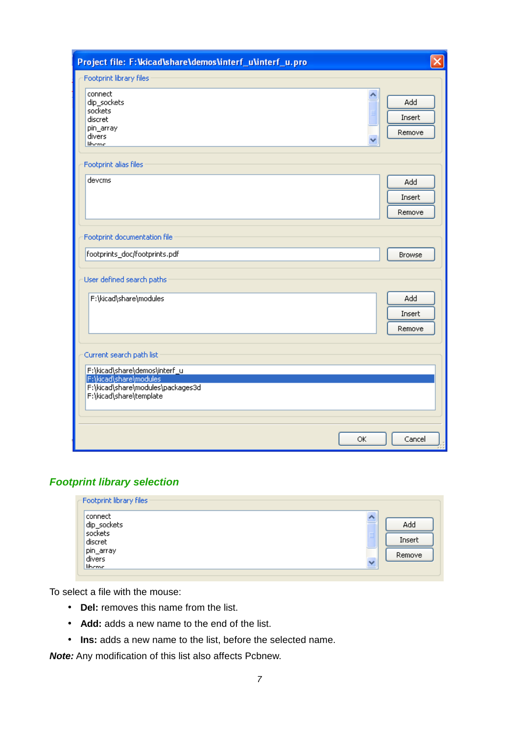## *Footprint library selection*

To select a file with the mouse:

- **Del:** removes this name from the list.
- **Add:** adds a new name to the end of the list.
- **Ins:** adds a new name to the list, before the selected name.

***Note:*** Any modification of this list also affects Pcbnew.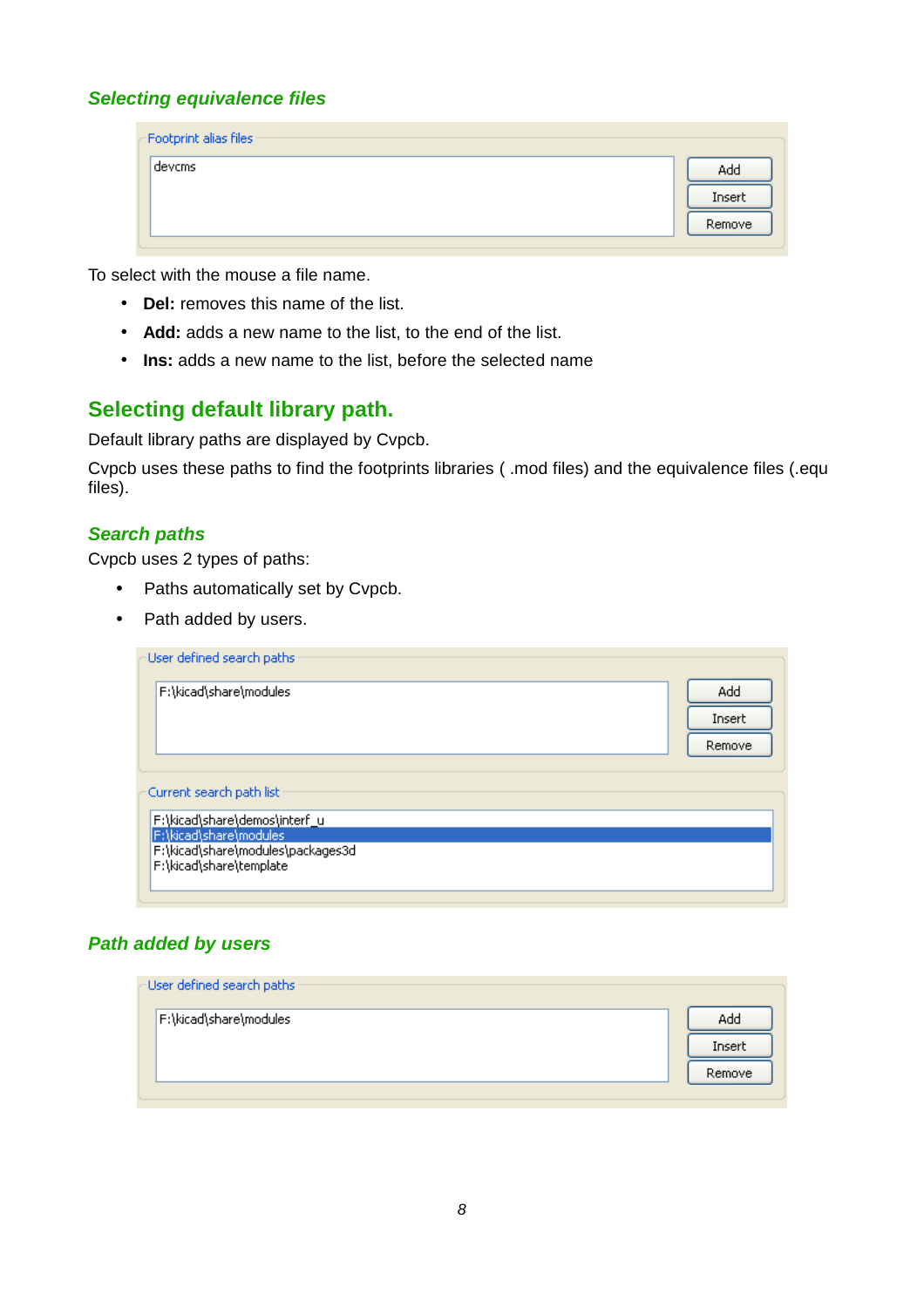### *Selecting equivalence files*

Footprint alias files

devcms

Add

Insert

Remove

To select with the mouse a file name.

- **Del:** removes this name of the list.
- **Add:** adds a new name to the list, to the end of the list.
- **Ins:** adds a new name to the list, before the selected name

## Selecting default library path.

Default library paths are displayed by Cvpcb.

Cvpcb uses these paths to find the footprints libraries ( .mod files) and the equivalence files (.equ files).

### *Search paths*

Cvpcb uses 2 types of paths:

- Paths automatically set by Cvpcb.
- Path added by users.

User defined search paths

F:\kicad\share\modules

Add

Insert

Remove

Current search path list

F:\kicad\share\demos\interf_u
F:\kicad\share\modules
F:\kicad\share\modules\packages3d
F:\kicad\share\template

### *Path added by users*

User defined search paths

F:\kicad\share\modules

Add

Insert

Remove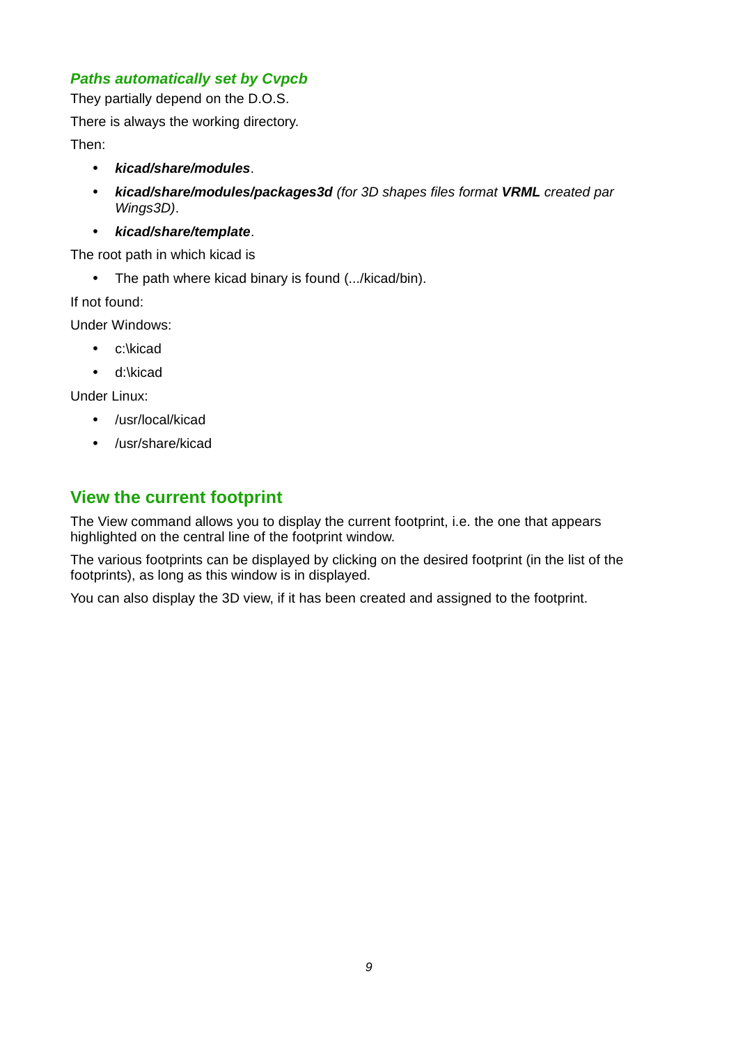### *Paths automatically set by Cvpcb*

They partially depend on the D.O.S.

There is always the working directory.

Then:

- ***kicad/share/modules***.
- ***kicad/share/modules/packages3d*** *(for 3D shapes files format **VRML** created par Wings3D)*.
- ***kicad/share/template***.

The root path in which kicad is

- The path where kicad binary is found (.../kicad/bin).

If not found:

Under Windows:

- c:\kicad
- d:\kicad

Under Linux:

- /usr/local/kicad
- /usr/share/kicad

## View the current footprint

The View command allows you to display the current footprint, i.e. the one that appears highlighted on the central line of the footprint window.

The various footprints can be displayed by clicking on the desired footprint (in the list of the footprints), as long as this window is in displayed.

You can also display the 3D view, if it has been created and assigned to the footprint.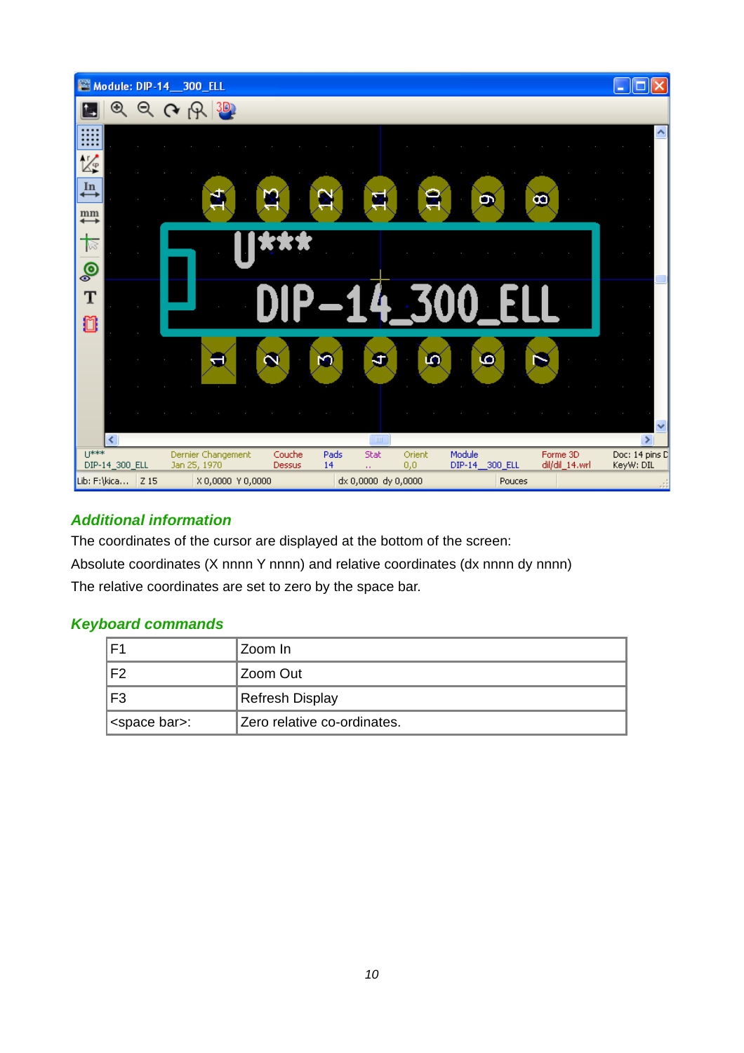## Additional information

The coordinates of the cursor are displayed at the bottom of the screen:

Absolute coordinates (X nnnn Y nnnn) and relative coordinates (dx nnnn dy nnnn)

The relative coordinates are set to zero by the space bar.

## Keyboard commands

| F1 | Zoom In |
|---|---|
| F2 | Zoom Out |
| F3 | Refresh Display |
| <space bar>: | Zero relative co-ordinates. |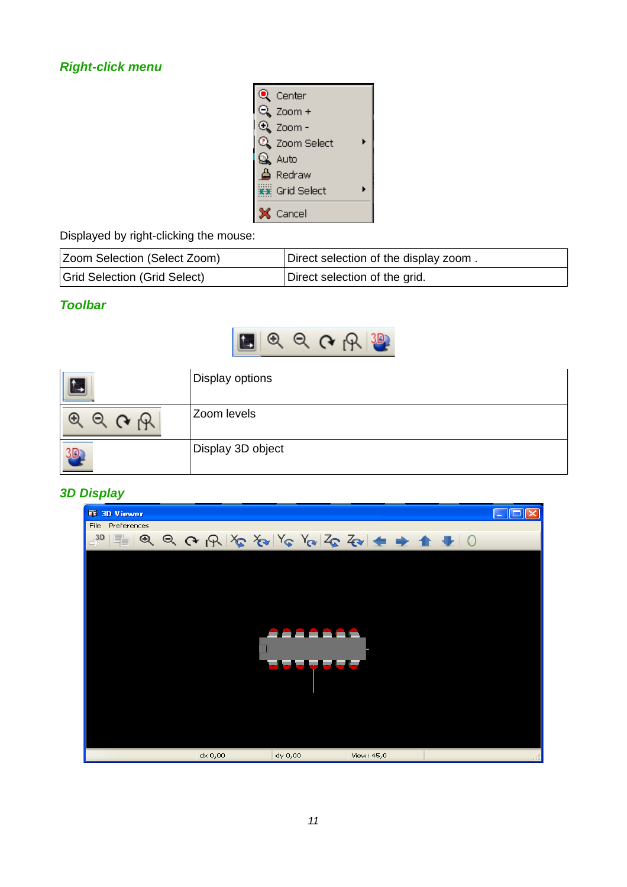## Right-click menu

Displayed by right-clicking the mouse:

| Zoom Selection (Select Zoom) | Direct selection of the display zoom . |
|---|---|
| Grid Selection (Grid Select) | Direct selection of the grid. |

## Toolbar

| | |
|---|---|
| | Display options |
| | Zoom levels |
| | Display 3D object |

## 3D Display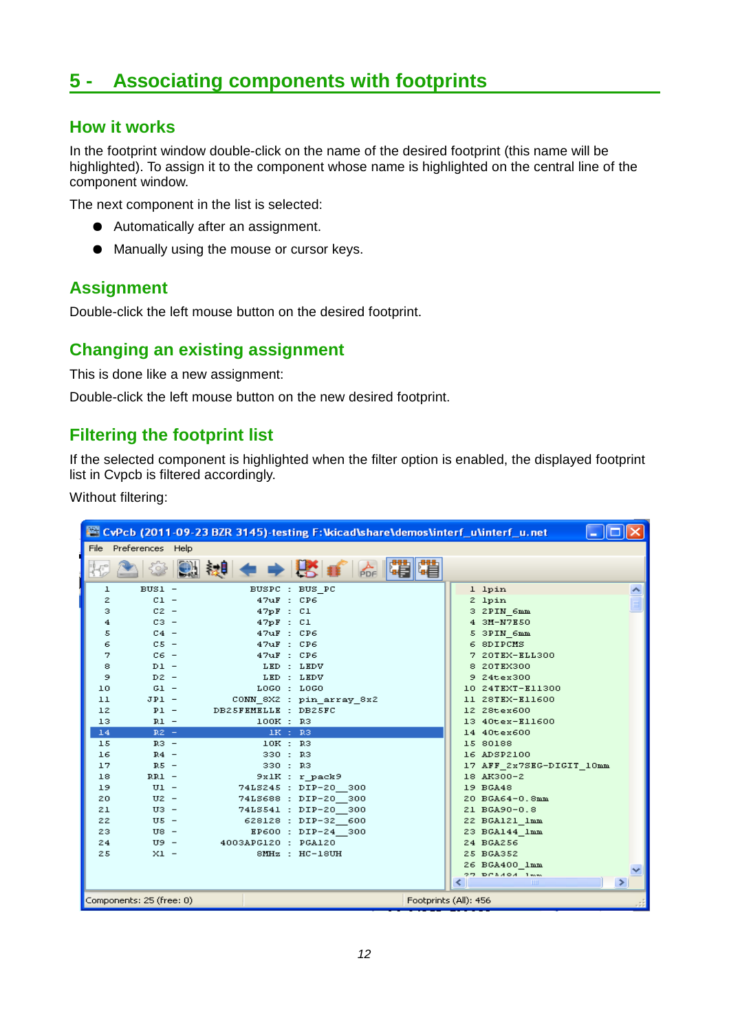# 5 - Associating components with footprints

## How it works

In the footprint window double-click on the name of the desired footprint (this name will be highlighted). To assign it to the component whose name is highlighted on the central line of the component window.

The next component in the list is selected:

- Automatically after an assignment.
- Manually using the mouse or cursor keys.

## Assignment

Double-click the left mouse button on the desired footprint.

## Changing an existing assignment

This is done like a new assignment:

Double-click the left mouse button on the new desired footprint.

## Filtering the footprint list

If the selected component is highlighted when the filter option is enabled, the displayed footprint list in Cvpcb is filtered accordingly.

Without filtering: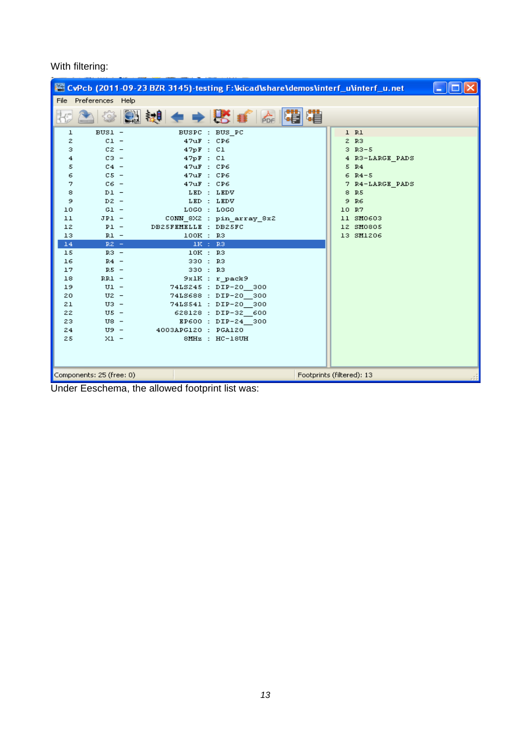With filtering:

```
CvPcb (2011-09-23 BZR 3145)-testing F:\kicad\share\demos\interf_u\interf_u.net
File   Preferences   Help

  1      BUS1 -          BUSPC : BUS_PC          1 R1
  2        C1 -           47uF : CP6             2 R3
  3        C2 -           47pF : C1              3 R3-5
  4        C3 -           47pF : C1              4 R3-LARGE_PADS
  5        C4 -           47uF : CP6             5 R4
  6        C5 -           47uF : CP6             6 R4-5
  7        C6 -           47uF : CP6             7 R4-LARGE_PADS
  8        D1 -            LED : LEDV            8 R5
  9        D2 -            LED : LEDV            9 R6
 10        G1 -           LOGO : LOGO           10 R7
 11       JP1 -       CONN_8X2 : pin_array_8x2  11 SM0603
 12        P1 -    DB25FEMELLE : DB25FC         12 SM0805
 13        R1 -           100K : R3             13 SM1206
 14        R2 -             1K : R3
 15        R3 -            10K : R3
 16        R4 -            330 : R3
 17        R5 -            330 : R3
 18       RR1 -           9x1K : r_pack9
 19        U1 -        74LS245 : DIP-20__300
 20        U2 -        74LS688 : DIP-20__300
 21        U3 -        74LS541 : DIP-20__300
 22        U5 -         628128 : DIP-32__600
 23        U8 -          EP600 : DIP-24__300
 24        U9 -     4003APG120 : PGA120
 25        X1 -           8MHz : HC-18UH

Components: 25 (free: 0)                Footprints (filtered): 13
```

Under Eeschema, the allowed footprint list was: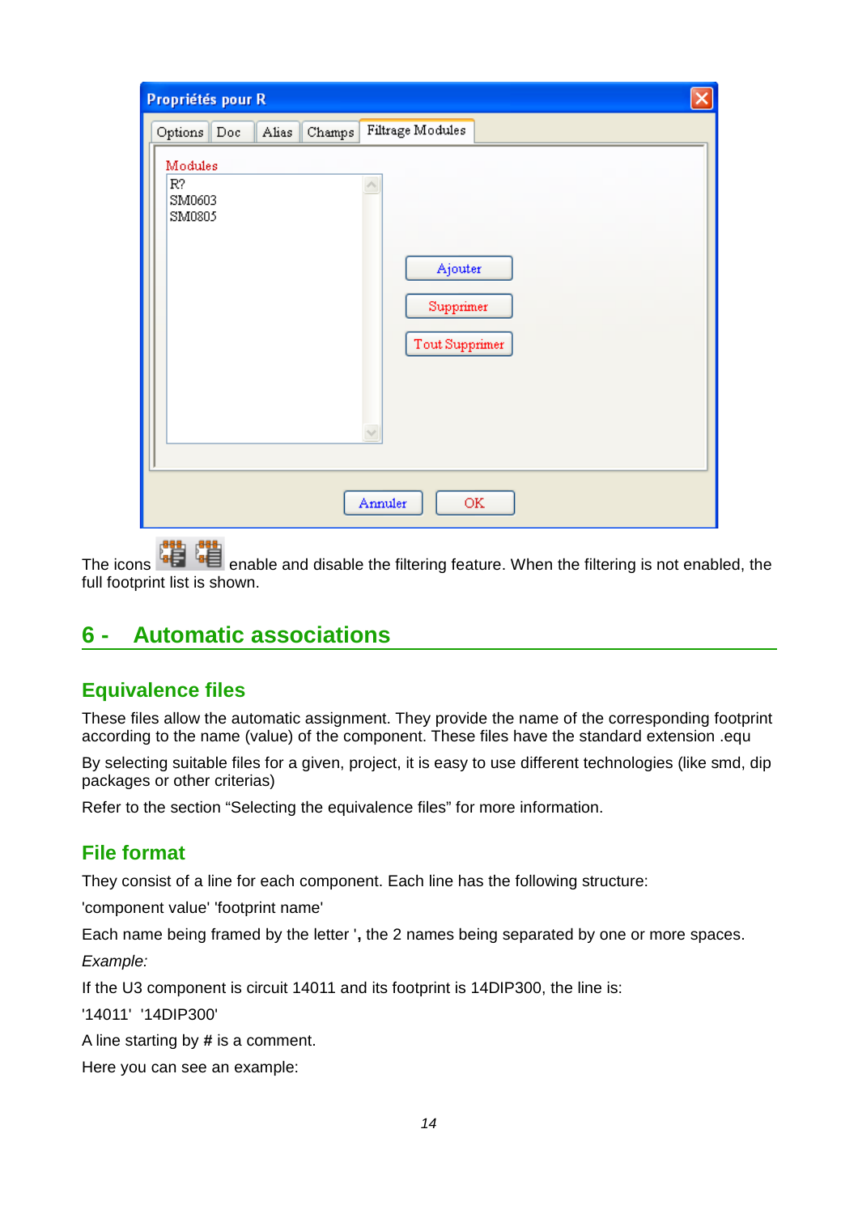The icons  enable and disable the filtering feature. When the filtering is not enabled, the full footprint list is shown.

## 6 - Automatic associations

### Equivalence files

These files allow the automatic assignment. They provide the name of the corresponding footprint according to the name (value) of the component. These files have the standard extension .equ

By selecting suitable files for a given, project, it is easy to use different technologies (like smd, dip packages or other criterias)

Refer to the section "Selecting the equivalence files" for more information.

### File format

They consist of a line for each component. Each line has the following structure:

'component value' 'footprint name'

Each name being framed by the letter **'**, the 2 names being separated by one or more spaces.

*Example:*

If the U3 component is circuit 14011 and its footprint is 14DIP300, the line is:

'14011' '14DIP300'

A line starting by **#** is a comment.

Here you can see an example: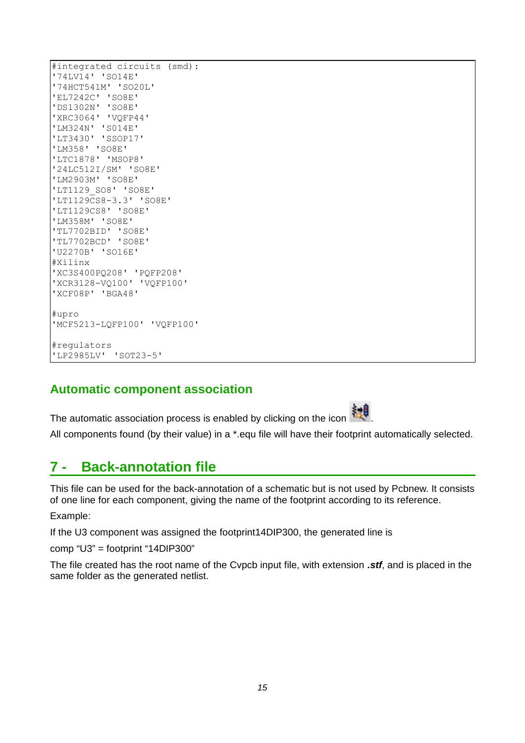```
#integrated circuits (smd):
'74LV14' 'SO14E'
'74HCT541M' 'SO20L'
'EL7242C' 'SO8E'
'DS1302N' 'SO8E'
'XRC3064' 'VQFP44'
'LM324N' 'S014E'
'LT3430' 'SSOP17'
'LM358' 'SO8E'
'LTC1878' 'MSOP8'
'24LC512I/SM' 'SO8E'
'LM2903M' 'SO8E'
'LT1129_SO8' 'SO8E'
'LT1129CS8-3.3' 'SO8E'
'LT1129CS8' 'SO8E'
'LM358M' 'SO8E'
'TL7702BID' 'SO8E'
'TL7702BCD' 'SO8E'
'U2270B' 'SO16E'
#Xilinx
'XC3S400PQ208' 'PQFP208'
'XCR3128-VQ100' 'VQFP100'
'XCF08P' 'BGA48'

#upro
'MCF5213-LQFP100' 'VQFP100'

#regulators
'LP2985LV' 'SOT23-5'
```

### Automatic component association

The automatic association process is enabled by clicking on the icon .

All components found (by their value) in a *.equ file will have their footprint automatically selected.

## 7 - Back-annotation file

This file can be used for the back-annotation of a schematic but is not used by Pcbnew. It consists of one line for each component, giving the name of the footprint according to its reference.

Example:

If the U3 component was assigned the footprint14DIP300, the generated line is

comp "U3" = footprint "14DIP300"

The file created has the root name of the Cvpcb input file, with extension ***.stf***, and is placed in the same folder as the generated netlist.